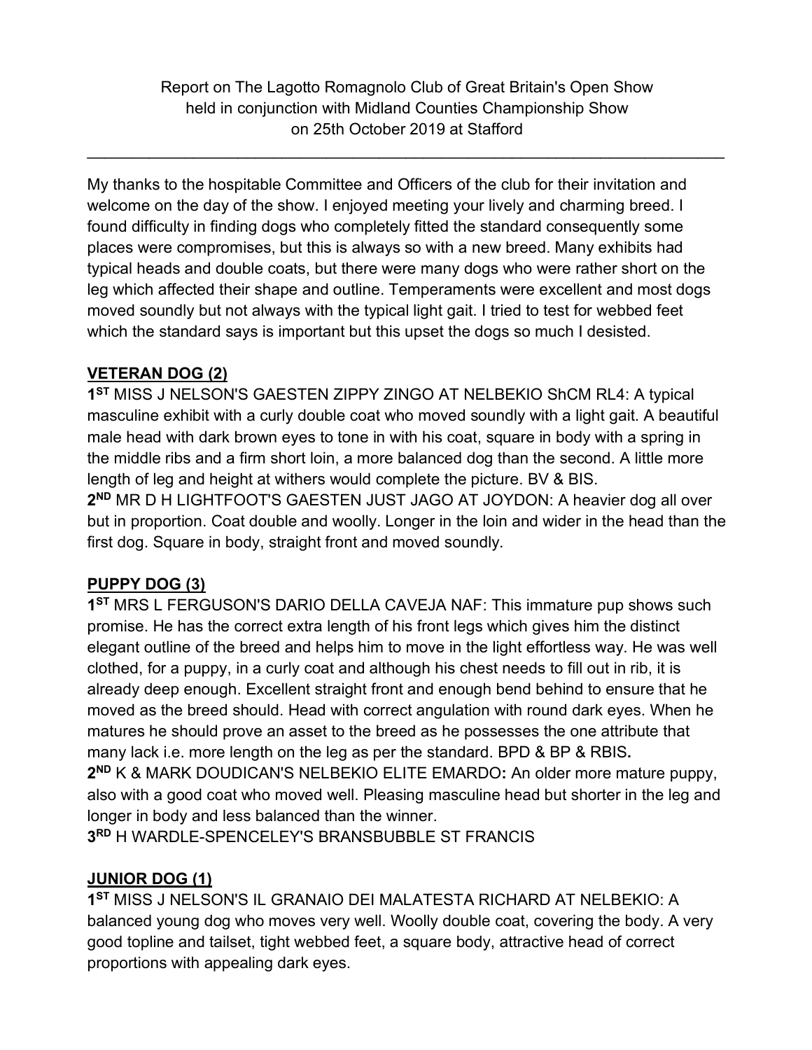Report on The Lagotto Romagnolo Club of Great Britain's Open Show held in conjunction with Midland Counties Championship Show on 25th October 2019 at Stafford

---

My thanks to the hospitable Committee and Officers of the club for their invitation and welcome on the day of the show. I enjoyed meeting your lively and charming breed. I found difficulty in finding dogs who completely fitted the standard consequently some places were compromises, but this is always so with a new breed. Many exhibits had typical heads and double coats, but there were many dogs who were rather short on the leg which affected their shape and outline. Temperaments were excellent and most dogs moved soundly but not always with the typical light gait. I tried to test for webbed feet which the standard says is important but this upset the dogs so much I desisted.

## VETERAN DOG (2)

**1ST** MISS J NELSON'S GAESTEN ZIPPY ZINGO AT NELBEKIO ShCM RL4: A typical masculine exhibit with a curly double coat who moved soundly with a light gait. A beautiful male head with dark brown eyes to tone in with his coat, square in body with a spring in the middle ribs and a firm short loin, a more balanced dog than the second. A little more length of leg and height at withers would complete the picture. BV & BIS.

**2ND** MR D H LIGHTFOOT'S GAESTEN JUST JAGO AT JOYDON: A heavier dog all over but in proportion. Coat double and woolly. Longer in the loin and wider in the head than the first dog. Square in body, straight front and moved soundly.

## PUPPY DOG (3)

**1ST** MRS L FERGUSON'S DARIO DELLA CAVEJA NAF: This immature pup shows such promise. He has the correct extra length of his front legs which gives him the distinct elegant outline of the breed and helps him to move in the light effortless way. He was well clothed, for a puppy, in a curly coat and although his chest needs to fill out in rib, it is already deep enough. Excellent straight front and enough bend behind to ensure that he moved as the breed should. Head with correct angulation with round dark eyes. When he matures he should prove an asset to the breed as he possesses the one attribute that many lack i.e. more length on the leg as per the standard. BPD & BP & RBIS**.**

**2ND** K & MARK DOUDICAN'S NELBEKIO ELITE EMARDO**:** An older more mature puppy, also with a good coat who moved well. Pleasing masculine head but shorter in the leg and longer in body and less balanced than the winner.

**3RD** H WARDLE-SPENCELEY'S BRANSBUBBLE ST FRANCIS

## JUNIOR DOG (1)

**1ST** MISS J NELSON'S IL GRANAIO DEI MALATESTA RICHARD AT NELBEKIO: A balanced young dog who moves very well. Woolly double coat, covering the body. A very good topline and tailset, tight webbed feet, a square body, attractive head of correct proportions with appealing dark eyes.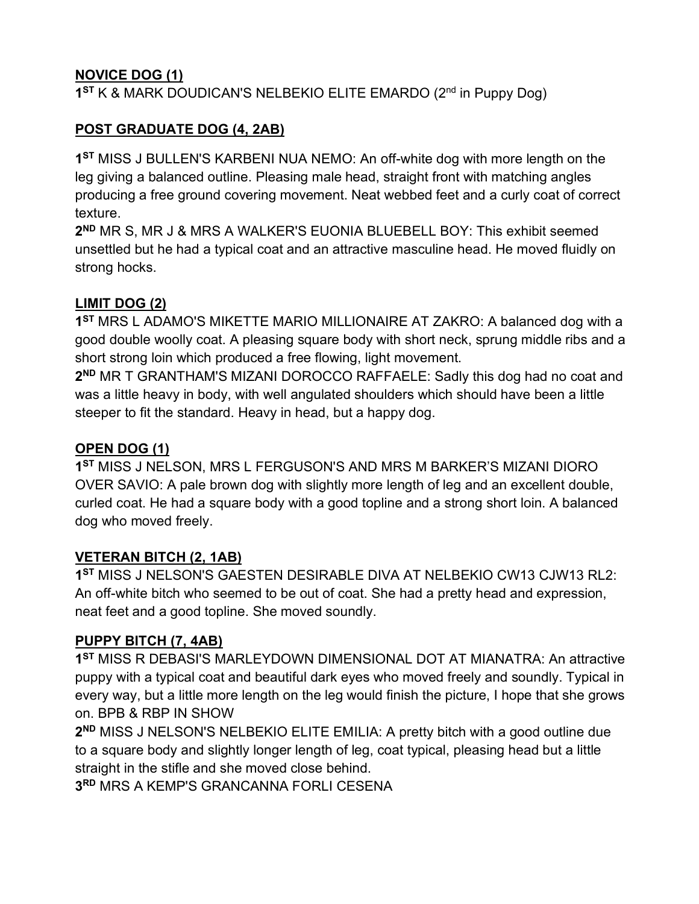**NOVICE DOG (1)**

1ST K & MARK DOUDICAN'S NELBEKIO ELITE EMARDO (2nd in Puppy Dog)

**POST GRADUATE DOG (4, 2AB)**

1ST MISS J BULLEN'S KARBENI NUA NEMO: An off-white dog with more length on the leg giving a balanced outline. Pleasing male head, straight front with matching angles producing a free ground covering movement. Neat webbed feet and a curly coat of correct texture.

2ND MR S, MR J & MRS A WALKER'S EUONIA BLUEBELL BOY: This exhibit seemed unsettled but he had a typical coat and an attractive masculine head. He moved fluidly on strong hocks.

**LIMIT DOG (2)**

1ST MRS L ADAMO'S MIKETTE MARIO MILLIONAIRE AT ZAKRO: A balanced dog with a good double woolly coat. A pleasing square body with short neck, sprung middle ribs and a short strong loin which produced a free flowing, light movement.

2ND MR T GRANTHAM'S MIZANI DOROCCO RAFFAELE: Sadly this dog had no coat and was a little heavy in body, with well angulated shoulders which should have been a little steeper to fit the standard. Heavy in head, but a happy dog.

**OPEN DOG (1)**

1ST MISS J NELSON, MRS L FERGUSON'S AND MRS M BARKER'S MIZANI DIORO OVER SAVIO: A pale brown dog with slightly more length of leg and an excellent double, curled coat. He had a square body with a good topline and a strong short loin. A balanced dog who moved freely.

**VETERAN BITCH (2, 1AB)**

1ST MISS J NELSON'S GAESTEN DESIRABLE DIVA AT NELBEKIO CW13 CJW13 RL2: An off-white bitch who seemed to be out of coat. She had a pretty head and expression, neat feet and a good topline. She moved soundly.

**PUPPY BITCH (7, 4AB)**

1ST MISS R DEBASI'S MARLEYDOWN DIMENSIONAL DOT AT MIANATRA: An attractive puppy with a typical coat and beautiful dark eyes who moved freely and soundly. Typical in every way, but a little more length on the leg would finish the picture, I hope that she grows on. BPB & RBP IN SHOW

2ND MISS J NELSON'S NELBEKIO ELITE EMILIA: A pretty bitch with a good outline due to a square body and slightly longer length of leg, coat typical, pleasing head but a little straight in the stifle and she moved close behind.

3RD MRS A KEMP'S GRANCANNA FORLI CESENA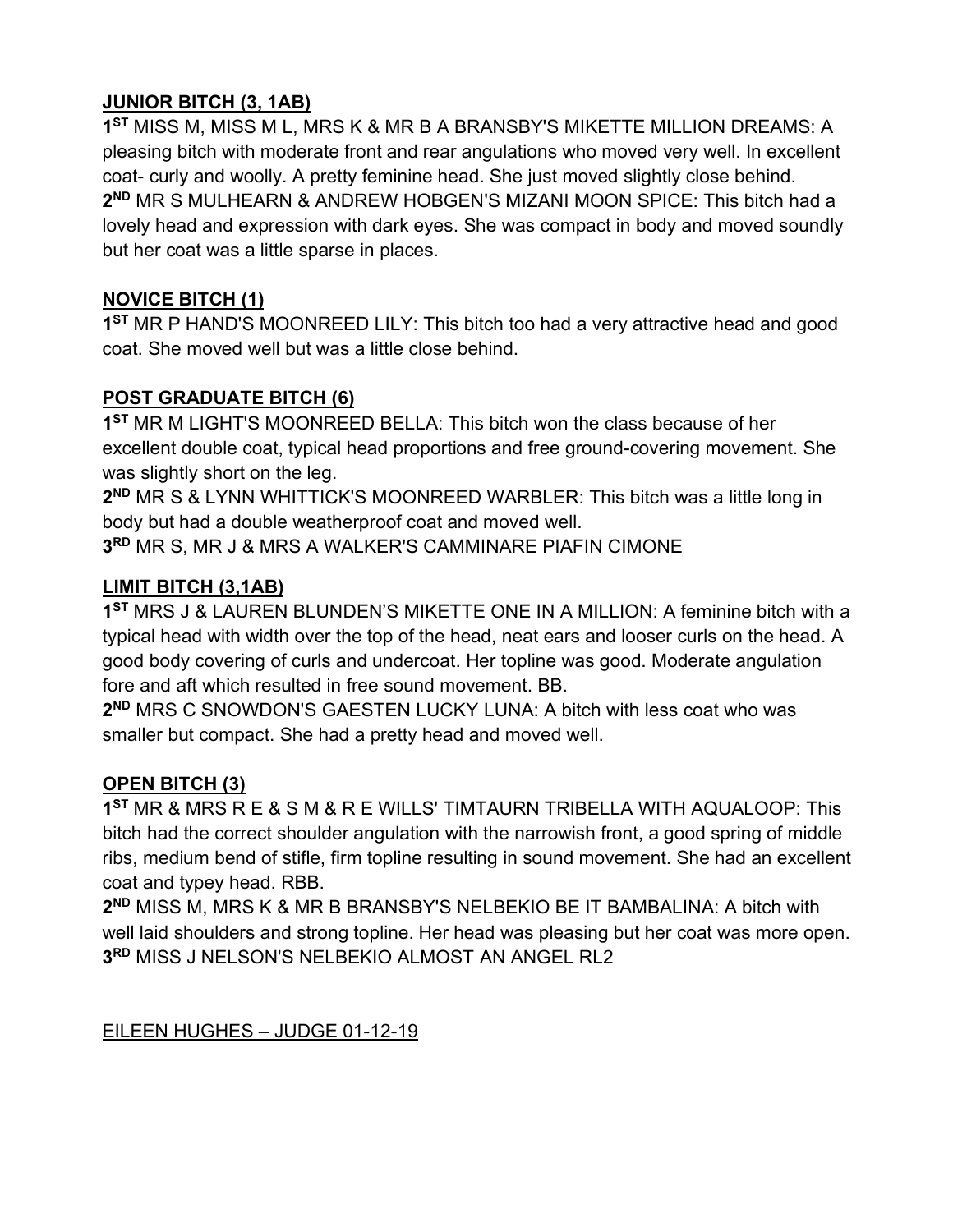**JUNIOR BITCH (3, 1AB)**

**1ST** MISS M, MISS M L, MRS K & MR B A BRANSBY'S MIKETTE MILLION DREAMS: A pleasing bitch with moderate front and rear angulations who moved very well. In excellent coat- curly and woolly. A pretty feminine head. She just moved slightly close behind.

**2ND** MR S MULHEARN & ANDREW HOBGEN'S MIZANI MOON SPICE: This bitch had a lovely head and expression with dark eyes. She was compact in body and moved soundly but her coat was a little sparse in places.

**NOVICE BITCH (1)**

**1ST** MR P HAND'S MOONREED LILY: This bitch too had a very attractive head and good coat. She moved well but was a little close behind.

**POST GRADUATE BITCH (6)**

**1ST** MR M LIGHT'S MOONREED BELLA: This bitch won the class because of her excellent double coat, typical head proportions and free ground-covering movement. She was slightly short on the leg.

**2ND** MR S & LYNN WHITTICK'S MOONREED WARBLER: This bitch was a little long in body but had a double weatherproof coat and moved well.

**3RD** MR S, MR J & MRS A WALKER'S CAMMINARE PIAFIN CIMONE

**LIMIT BITCH (3,1AB)**

**1ST** MRS J & LAUREN BLUNDEN'S MIKETTE ONE IN A MILLION: A feminine bitch with a typical head with width over the top of the head, neat ears and looser curls on the head. A good body covering of curls and undercoat. Her topline was good. Moderate angulation fore and aft which resulted in free sound movement. BB.

**2ND** MRS C SNOWDON'S GAESTEN LUCKY LUNA: A bitch with less coat who was smaller but compact. She had a pretty head and moved well.

**OPEN BITCH (3)**

**1ST** MR & MRS R E & S M & R E WILLS' TIMTAURN TRIBELLA WITH AQUALOOP: This bitch had the correct shoulder angulation with the narrowish front, a good spring of middle ribs, medium bend of stifle, firm topline resulting in sound movement. She had an excellent coat and typey head. RBB.

**2ND** MISS M, MRS K & MR B BRANSBY'S NELBEKIO BE IT BAMBALINA: A bitch with well laid shoulders and strong topline. Her head was pleasing but her coat was more open.

**3RD** MISS J NELSON'S NELBEKIO ALMOST AN ANGEL RL2

EILEEN HUGHES – JUDGE 01-12-19